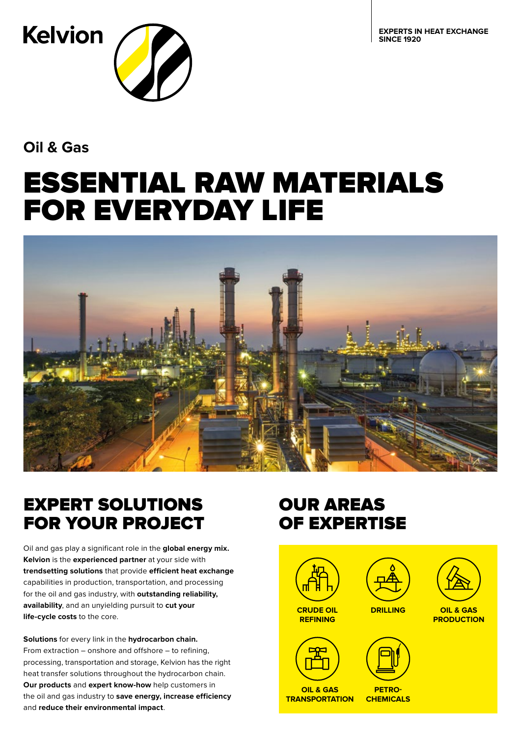Kelvion

EXPERTS IN HEAT EXCHANGE SINCE 1920

## Oil & Gas

# ESSENTIAL RAW MATERIALS FOR EVERYDAY LIFE

## EXPERT SOLUTIONS FOR YOUR PROJECT

Oil and gas play a significant role in the **global energy mix.** **Kelvion** is the **experienced partner** at your side with **trendsetting solutions** that provide **efficient heat exchange** capabilities in production, transportation, and processing for the oil and gas industry, with **outstanding reliability, availability**, and an unyielding pursuit to **cut your life-cycle costs** to the core.

**Solutions** for every link in the **hydrocarbon chain.** From extraction – onshore and offshore – to refining, processing, transportation and storage, Kelvion has the right heat transfer solutions throughout the hydrocarbon chain. **Our products** and **expert know-how** help customers in the oil and gas industry to **save energy, increase efficiency** and **reduce their environmental impact**.

## OUR AREAS OF EXPERTISE

- CRUDE OIL REFINING
- DRILLING
- OIL & GAS PRODUCTION
- OIL & GAS TRANSPORTATION
- PETRO-CHEMICALS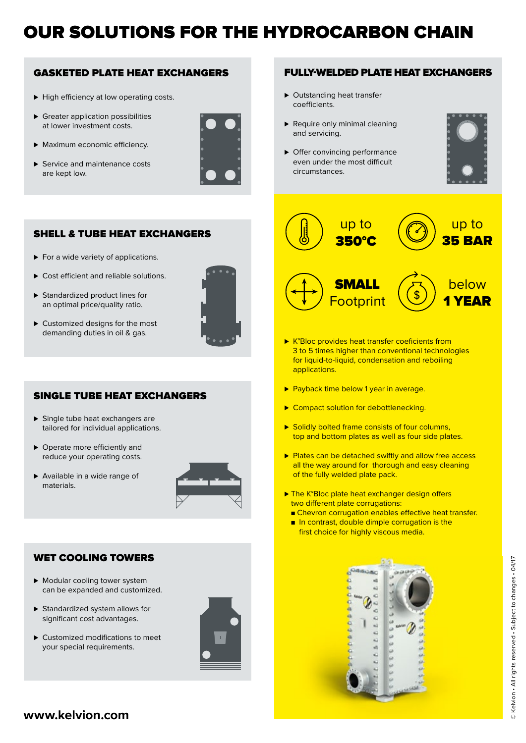# OUR SOLUTIONS FOR THE HYDROCARBON CHAIN

## GASKETED PLATE HEAT EXCHANGERS

- High efficiency at low operating costs.
- Greater application possibilities at lower investment costs.
- Maximum economic efficiency.
- Service and maintenance costs are kept low.

## SHELL & TUBE HEAT EXCHANGERS

- For a wide variety of applications.
- Cost efficient and reliable solutions.
- Standardized product lines for an optimal price/quality ratio.
- Customized designs for the most demanding duties in oil & gas.

## SINGLE TUBE HEAT EXCHANGERS

- Single tube heat exchangers are tailored for individual applications.
- Operate more efficiently and reduce your operating costs.
- Available in a wide range of materials.

## WET COOLING TOWERS

- Modular cooling tower system can be expanded and customized.
- Standardized system allows for significant cost advantages.
- Customized modifications to meet your special requirements.

## FULLY-WELDED PLATE HEAT EXCHANGERS

- Outstanding heat transfer coefficients.
- Require only minimal cleaning and servicing.
- Offer convincing performance even under the most difficult circumstances.

up to **350°C**

up to **35 BAR**

**SMALL** Footprint

below **1 YEAR**

- K°Bloc provides heat transfer coeficients from 3 to 5 times higher than conventional technologies for liquid-to-liquid, condensation and reboiling applications.
- Payback time below 1 year in average.
- Compact solution for debottlenecking.
- Solidly bolted frame consists of four columns, top and bottom plates as well as four side plates.
- Plates can be detached swiftly and allow free access all the way around for thorough and easy cleaning of the fully welded plate pack.
- The K°Bloc plate heat exchanger design offers two different plate corrugations:
  - Chevron corrugation enables effective heat transfer.
  - In contrast, double dimple corrugation is the first choice for highly viscous media.

**www.kelvion.com**

© Kelvion • All rights reserved • Subject to changes • 04/17